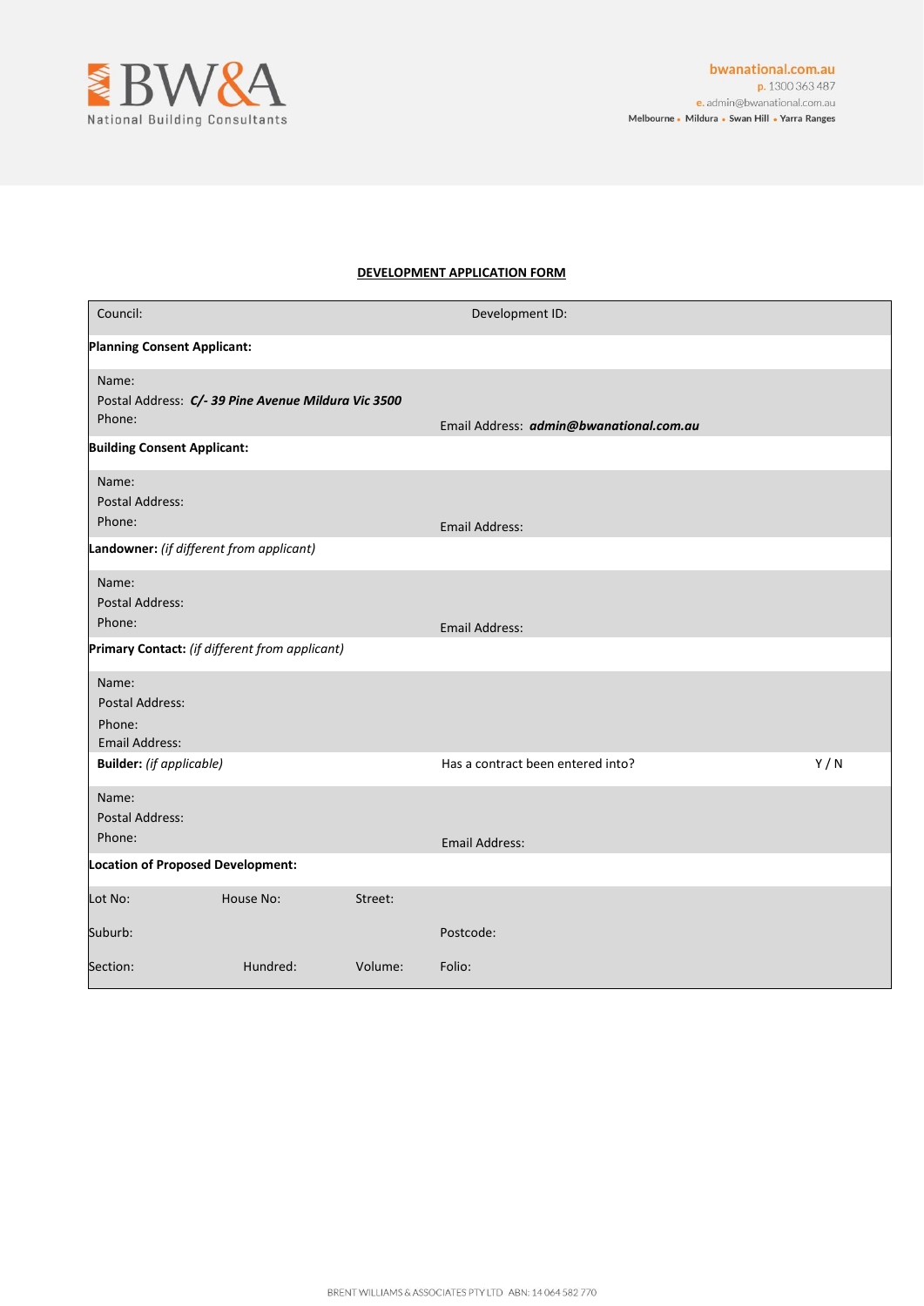BW&A
National Building Consultants

**bwanational.com.au**
p. 1300 363 487
e. admin@bwanational.com.au
Melbourne • Mildura • Swan Hill • Yarra Ranges

## DEVELOPMENT APPLICATION FORM

| | | | |
|---|---|---|---|
| Council: | | Development ID: | |
| **Planning Consent Applicant:** | | | |
| Name:<br>Postal Address: ***C/- 39 Pine Avenue Mildura Vic 3500***<br>Phone: | | Email Address: ***admin@bwanational.com.au*** | |
| **Building Consent Applicant:** | | | |
| Name:<br>Postal Address:<br>Phone: | | Email Address: | |
| **Landowner:** *(if different from applicant)* | | | |
| Name:<br>Postal Address:<br>Phone: | | Email Address: | |
| **Primary Contact:** *(if different from applicant)* | | | |
| Name:<br>Postal Address:<br>Phone:<br>Email Address: | | | |
| **Builder:** *(if applicable)* | | Has a contract been entered into? | Y / N |
| Name:<br>Postal Address:<br>Phone: | | Email Address: | |
| **Location of Proposed Development:** | | | |
| Lot No: | House No: | Street: | |
| Suburb: | | Postcode: | |
| Section: | Hundred: | Volume: | Folio: |

BRENT WILLIAMS & ASSOCIATES PTY LTD ABN: 14 064 582 770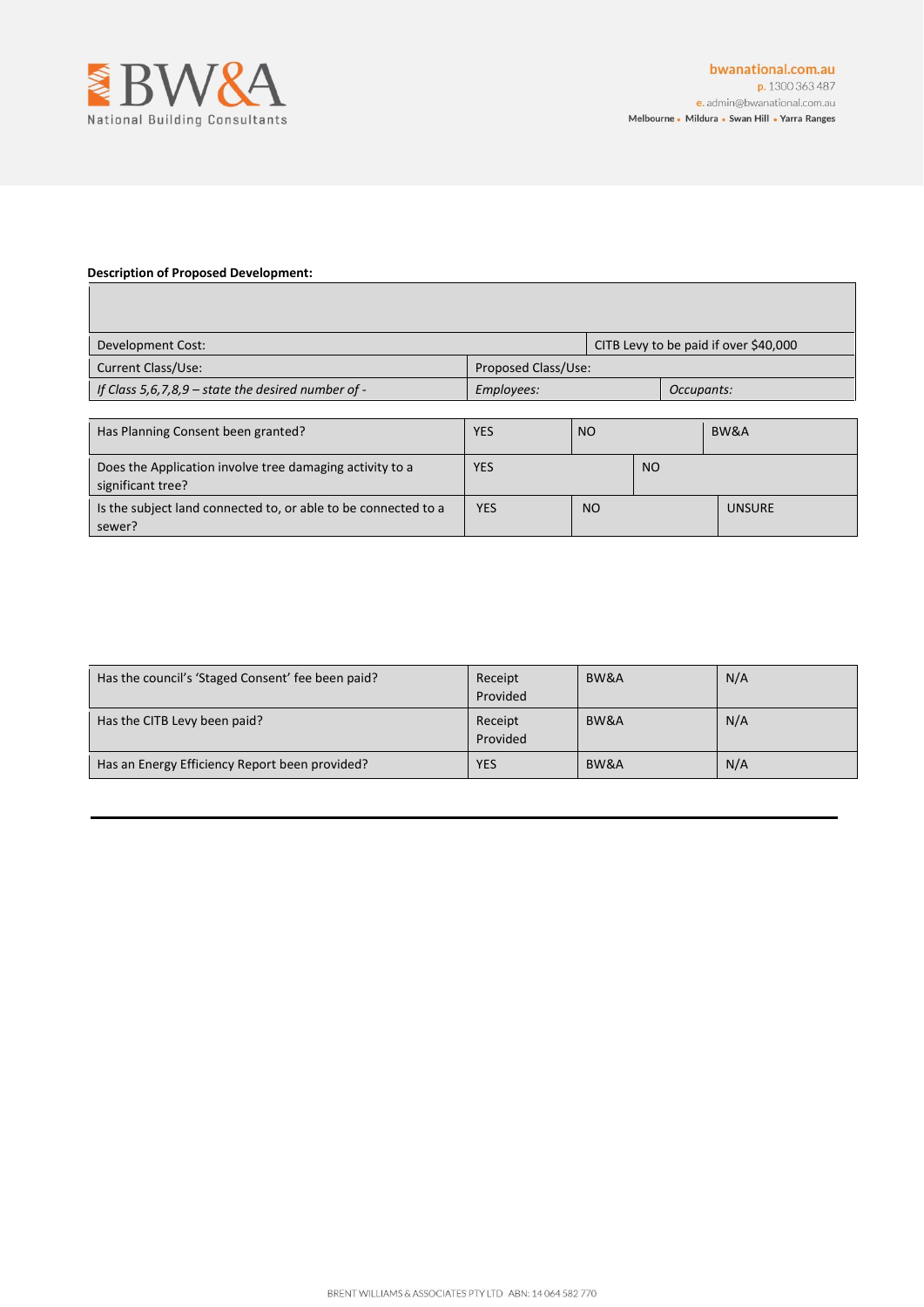**Description of Proposed Development:**

| | | |
|---|---|---|
| | | |
| Development Cost: | CITB Levy to be paid if over $40,000 | |
| Current Class/Use: | Proposed Class/Use: | |
| *If Class 5,6,7,8,9 – state the desired number of -* | *Employees:* | *Occupants:* |

| | | | |
|---|---|---|---|
| Has Planning Consent been granted? | YES | NO | BW&A |
| Does the Application involve tree damaging activity to a significant tree? | YES | NO | |
| Is the subject land connected to, or able to be connected to a sewer? | YES | NO | UNSURE |

| | | | |
|---|---|---|---|
| Has the council's 'Staged Consent' fee been paid? | Receipt Provided | BW&A | N/A |
| Has the CITB Levy been paid? | Receipt Provided | BW&A | N/A |
| Has an Energy Efficiency Report been provided? | YES | BW&A | N/A |

---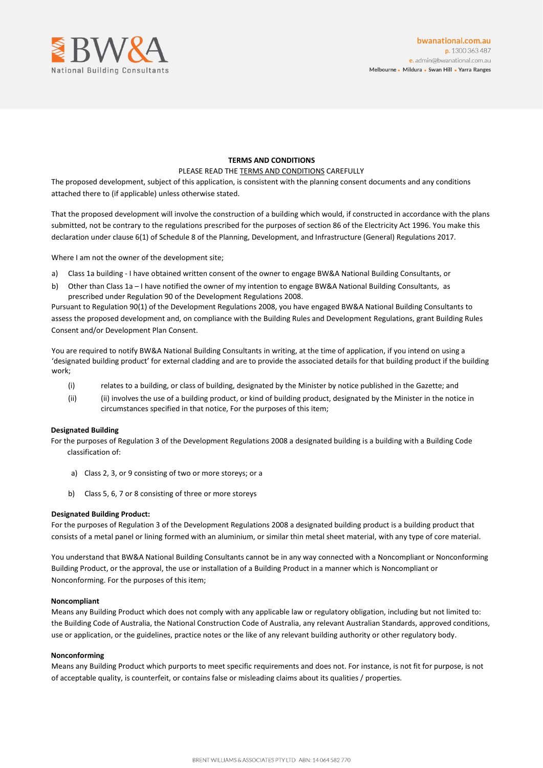**TERMS AND CONDITIONS**

PLEASE READ THE TERMS AND CONDITIONS CAREFULLY

The proposed development, subject of this application, is consistent with the planning consent documents and any conditions attached there to (if applicable) unless otherwise stated.

That the proposed development will involve the construction of a building which would, if constructed in accordance with the plans submitted, not be contrary to the regulations prescribed for the purposes of section 86 of the Electricity Act 1996. You make this declaration under clause 6(1) of Schedule 8 of the Planning, Development, and Infrastructure (General) Regulations 2017.

Where I am not the owner of the development site;

a) Class 1a building - I have obtained written consent of the owner to engage BW&A National Building Consultants, or

b) Other than Class 1a – I have notified the owner of my intention to engage BW&A National Building Consultants, as prescribed under Regulation 90 of the Development Regulations 2008.

Pursuant to Regulation 90(1) of the Development Regulations 2008, you have engaged BW&A National Building Consultants to assess the proposed development and, on compliance with the Building Rules and Development Regulations, grant Building Rules Consent and/or Development Plan Consent.

You are required to notify BW&A National Building Consultants in writing, at the time of application, if you intend on using a 'designated building product' for external cladding and are to provide the associated details for that building product if the building work;

(i) relates to a building, or class of building, designated by the Minister by notice published in the Gazette; and

(ii) (ii) involves the use of a building product, or kind of building product, designated by the Minister in the notice in circumstances specified in that notice, For the purposes of this item;

**Designated Building**

For the purposes of Regulation 3 of the Development Regulations 2008 a designated building is a building with a Building Code classification of:

a) Class 2, 3, or 9 consisting of two or more storeys; or a

b) Class 5, 6, 7 or 8 consisting of three or more storeys

**Designated Building Product:**

For the purposes of Regulation 3 of the Development Regulations 2008 a designated building product is a building product that consists of a metal panel or lining formed with an aluminium, or similar thin metal sheet material, with any type of core material.

You understand that BW&A National Building Consultants cannot be in any way connected with a Noncompliant or Nonconforming Building Product, or the approval, the use or installation of a Building Product in a manner which is Noncompliant or Nonconforming. For the purposes of this item;

**Noncompliant**

Means any Building Product which does not comply with any applicable law or regulatory obligation, including but not limited to: the Building Code of Australia, the National Construction Code of Australia, any relevant Australian Standards, approved conditions, use or application, or the guidelines, practice notes or the like of any relevant building authority or other regulatory body.

**Nonconforming**

Means any Building Product which purports to meet specific requirements and does not. For instance, is not fit for purpose, is not of acceptable quality, is counterfeit, or contains false or misleading claims about its qualities / properties.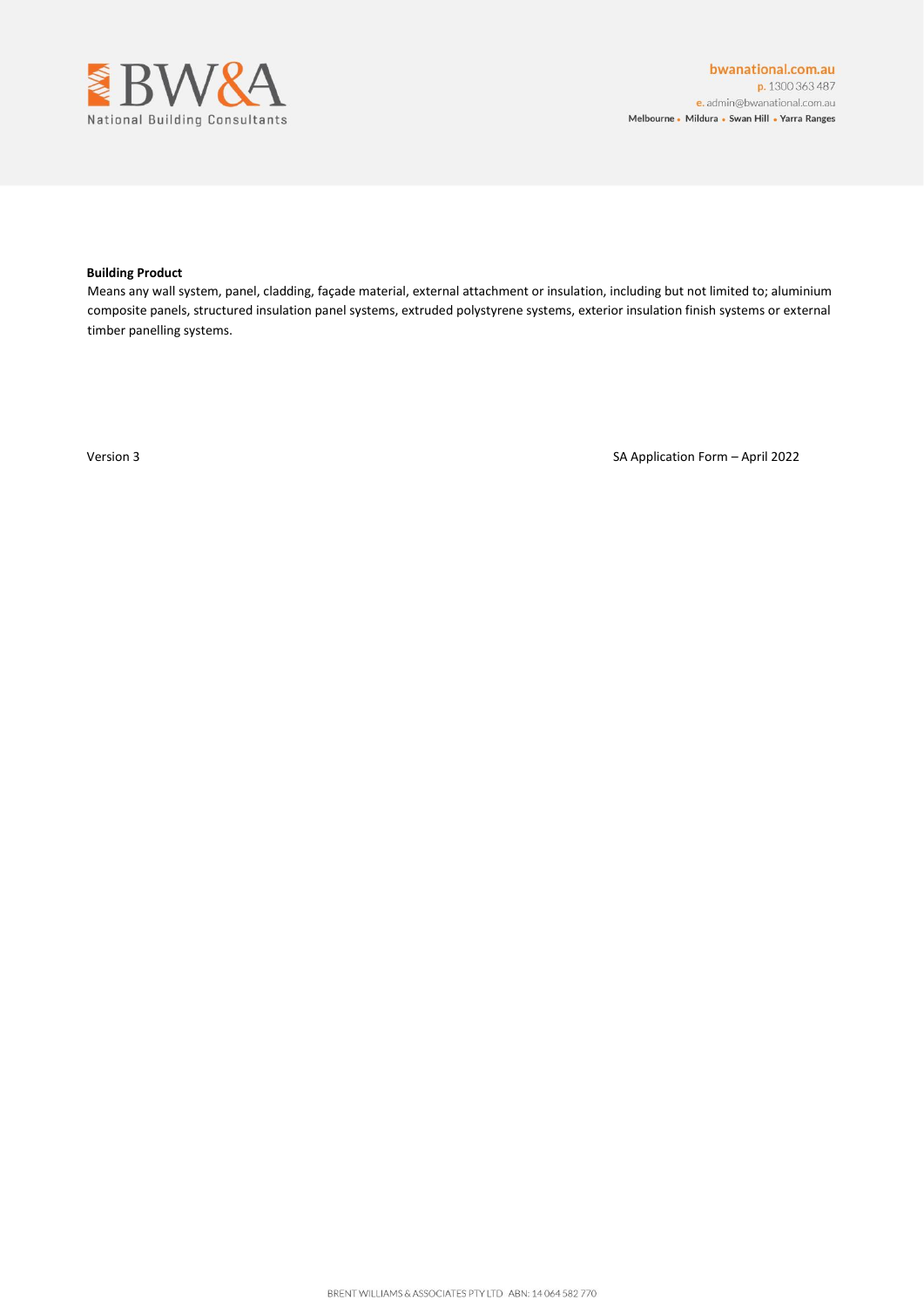**Building Product**

Means any wall system, panel, cladding, façade material, external attachment or insulation, including but not limited to; aluminium composite panels, structured insulation panel systems, extruded polystyrene systems, exterior insulation finish systems or external timber panelling systems.

Version 3 SA Application Form – April 2022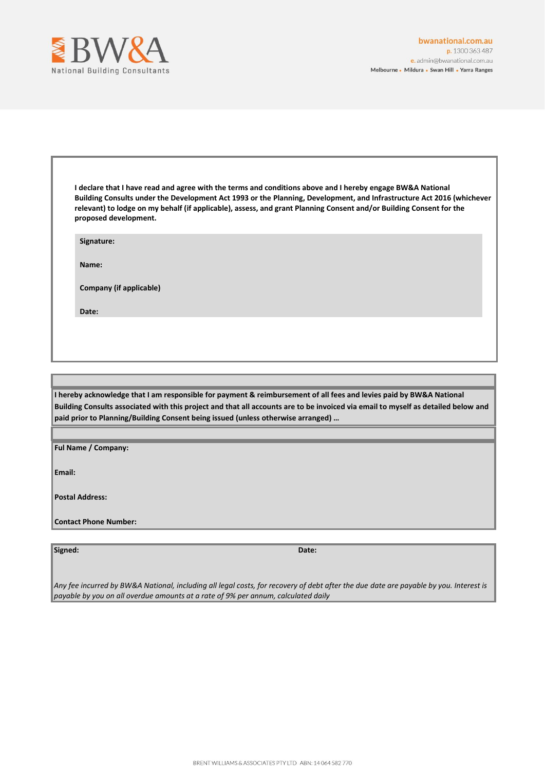**I declare that I have read and agree with the terms and conditions above and I hereby engage BW&A National Building Consults under the Development Act 1993 or the Planning, Development, and Infrastructure Act 2016 (whichever relevant) to lodge on my behalf (if applicable), assess, and grant Planning Consent and/or Building Consent for the proposed development.**

**Signature:**

**Name:**

**Company (if applicable)**

**Date:**

**I hereby acknowledge that I am responsible for payment & reimbursement of all fees and levies paid by BW&A National Building Consults associated with this project and that all accounts are to be invoiced via email to myself as detailed below and paid prior to Planning/Building Consent being issued (unless otherwise arranged) …**

**Ful Name / Company:**

**Email:**

**Postal Address:**

**Contact Phone Number:**

**Signed:** **Date:**

*Any fee incurred by BW&A National, including all legal costs, for recovery of debt after the due date are payable by you. Interest is payable by you on all overdue amounts at a rate of 9% per annum, calculated daily*